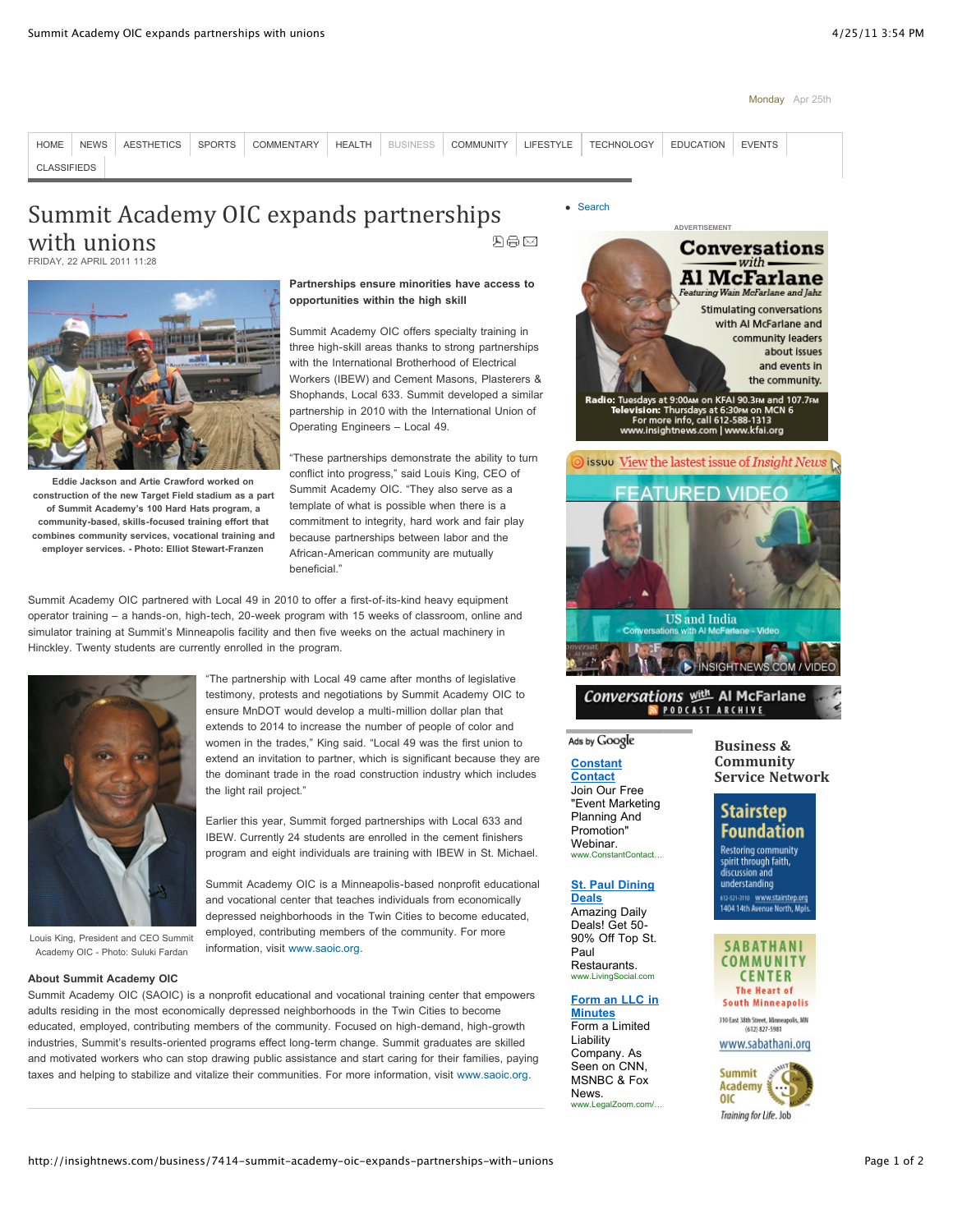# Summit Academy OIC expands partnerships with unions

FRIDAY, 22 APRIL 2011 11:28

Eddie Jackson and Artie Crawford worked on construction of the new Target Field stadium as a part of Summit Academy's 100 Hard Hats program, a community-based, skills-focused training effort that combines community services, vocational training and employer services. - Photo: Elliot Stewart-Franzen

**Partnerships ensure minorities have access to opportunities within the high skill**

Summit Academy OIC offers specialty training in three high-skill areas thanks to strong partnerships with the International Brotherhood of Electrical Workers (IBEW) and Cement Masons, Plasterers & Shophands, Local 633. Summit developed a similar partnership in 2010 with the International Union of Operating Engineers – Local 49.

"These partnerships demonstrate the ability to turn conflict into progress," said Louis King, CEO of Summit Academy OIC. "They also serve as a template of what is possible when there is a commitment to integrity, hard work and fair play because partnerships between labor and the African-American community are mutually beneficial."

Summit Academy OIC partnered with Local 49 in 2010 to offer a first-of-its-kind heavy equipment operator training – a hands-on, high-tech, 20-week program with 15 weeks of classroom, online and simulator training at Summit's Minneapolis facility and then five weeks on the actual machinery in Hinckley. Twenty students are currently enrolled in the program.

"The partnership with Local 49 came after months of legislative testimony, protests and negotiations by Summit Academy OIC to ensure MnDOT would develop a multi-million dollar plan that extends to 2014 to increase the number of people of color and women in the trades," King said. "Local 49 was the first union to extend an invitation to partner, which is significant because they are the dominant trade in the road construction industry which includes the light rail project."

Louis King, President and CEO Summit Academy OIC - Photo: Suluki Fardan

Earlier this year, Summit forged partnerships with Local 633 and IBEW. Currently 24 students are enrolled in the cement finishers program and eight individuals are training with IBEW in St. Michael.

Summit Academy OIC is a Minneapolis-based nonprofit educational and vocational center that teaches individuals from economically depressed neighborhoods in the Twin Cities to become educated, employed, contributing members of the community. For more information, visit www.saoic.org.

**About Summit Academy OIC**

Summit Academy OIC (SAOIC) is a nonprofit educational and vocational training center that empowers adults residing in the most economically depressed neighborhoods in the Twin Cities to become educated, employed, contributing members of the community. Focused on high-demand, high-growth industries, Summit's results-oriented programs effect long-term change. Summit graduates are skilled and motivated workers who can stop drawing public assistance and start caring for their families, paying taxes and helping to stabilize and vitalize their communities. For more information, visit www.saoic.org.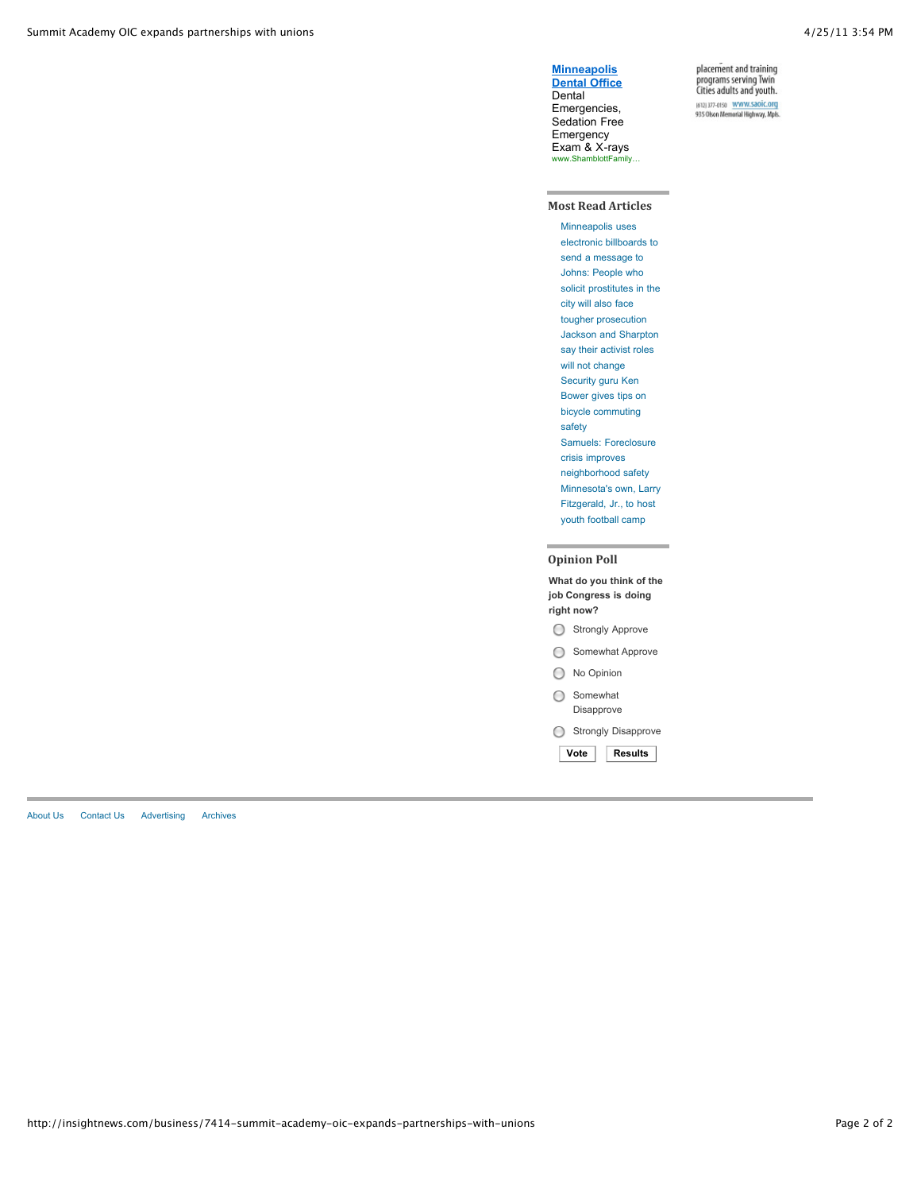**Minneapolis Dental Office**
Dental Emergencies, Sedation Free Emergency Exam & X-rays
www.ShamblottFamily...

placement and training programs serving Twin Cities adults and youth.
(612) 377-0150 www.saoic.org
935 Olson Memorial Highway, Mpls.

## Most Read Articles

- Minneapolis uses electronic billboards to send a message to Johns: People who solicit prostitutes in the city will also face tougher prosecution
- Jackson and Sharpton say their activist roles will not change
- Security guru Ken Bower gives tips on bicycle commuting safety
- Samuels: Foreclosure crisis improves neighborhood safety
- Minnesota's own, Larry Fitzgerald, Jr., to host youth football camp

## Opinion Poll

**What do you think of the job Congress is doing right now?**

- Strongly Approve
- Somewhat Approve
- No Opinion
- Somewhat Disapprove
- Strongly Disapprove

Vote | Results

About Us | Contact Us | Advertising | Archives